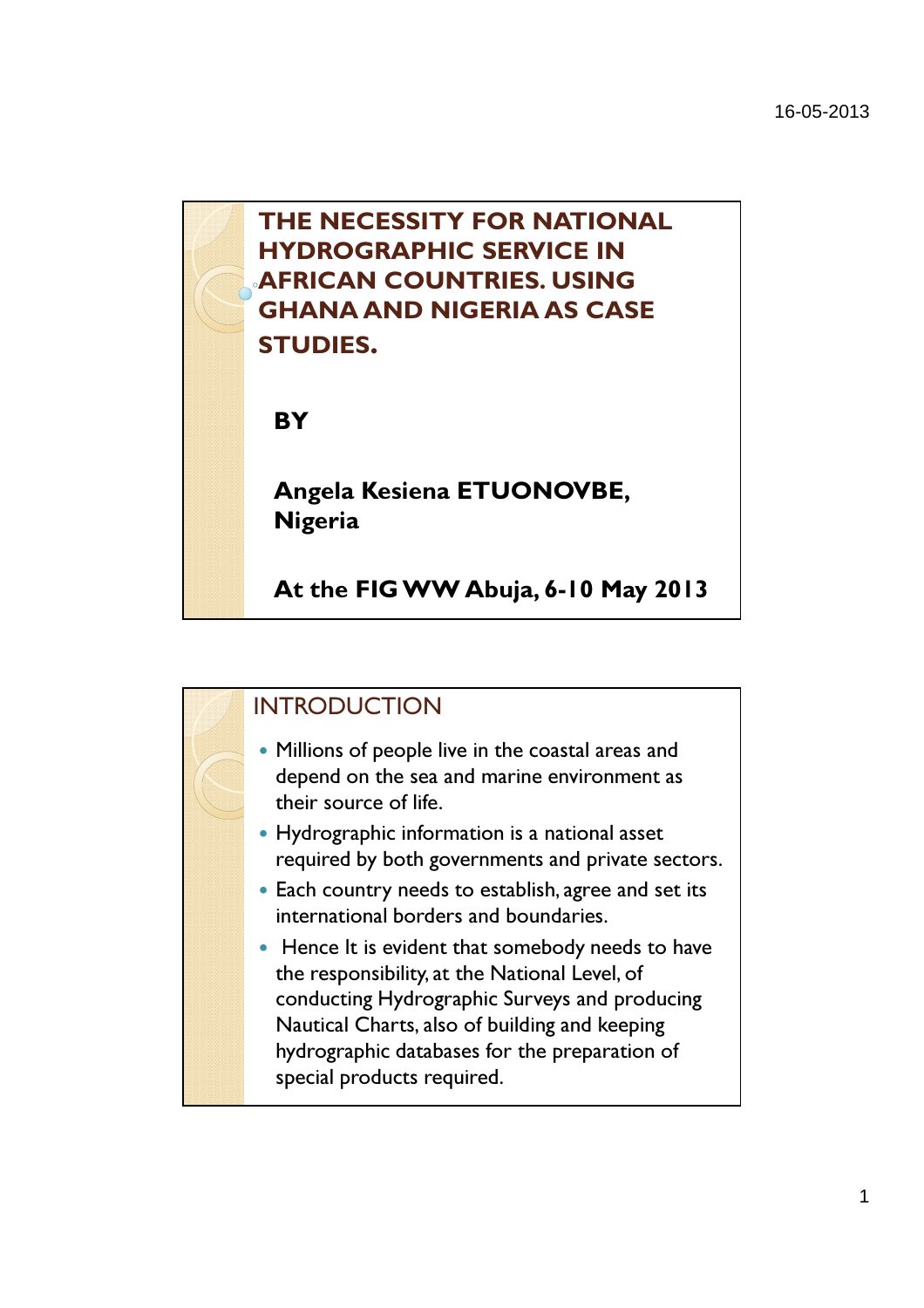# THE NECESSITY FOR NATIONAL HYDROGRAPHIC SERVICE IN AFRICAN COUNTRIES. USING GHANA AND NIGERIA AS CASE STUDIES.

**BY**

**Angela Kesiena ETUONOVBE, Nigeria**

**At the FIG WW Abuja, 6-10 May 2013**

## INTRODUCTION

- Millions of people live in the coastal areas and depend on the sea and marine environment as their source of life.
- Hydrographic information is a national asset required by both governments and private sectors.
- Each country needs to establish, agree and set its international borders and boundaries.
- Hence It is evident that somebody needs to have the responsibility, at the National Level, of conducting Hydrographic Surveys and producing Nautical Charts, also of building and keeping hydrographic databases for the preparation of special products required.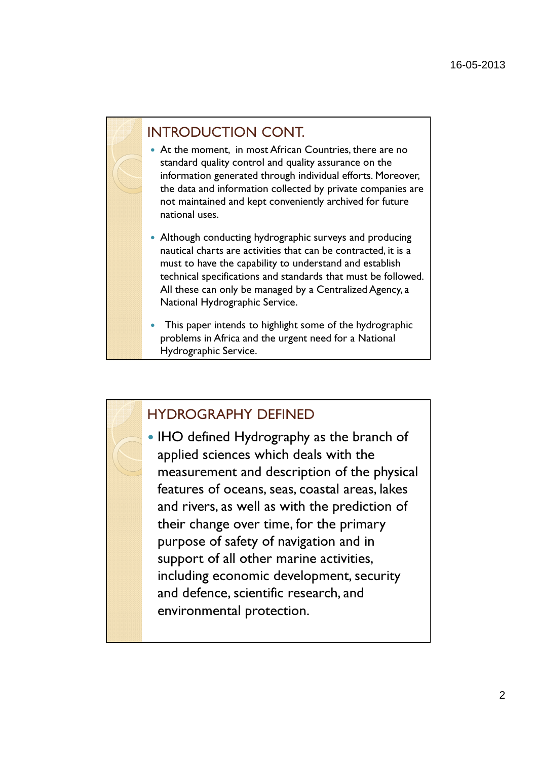## INTRODUCTION CONT.

- At the moment, in most African Countries, there are no standard quality control and quality assurance on the information generated through individual efforts. Moreover, the data and information collected by private companies are not maintained and kept conveniently archived for future national uses.
- Although conducting hydrographic surveys and producing nautical charts are activities that can be contracted, it is a must to have the capability to understand and establish technical specifications and standards that must be followed. All these can only be managed by a Centralized Agency, a National Hydrographic Service.
- This paper intends to highlight some of the hydrographic problems in Africa and the urgent need for a National Hydrographic Service.

## HYDROGRAPHY DEFINED

- IHO defined Hydrography as the branch of applied sciences which deals with the measurement and description of the physical features of oceans, seas, coastal areas, lakes and rivers, as well as with the prediction of their change over time, for the primary purpose of safety of navigation and in support of all other marine activities, including economic development, security and defence, scientific research, and environmental protection.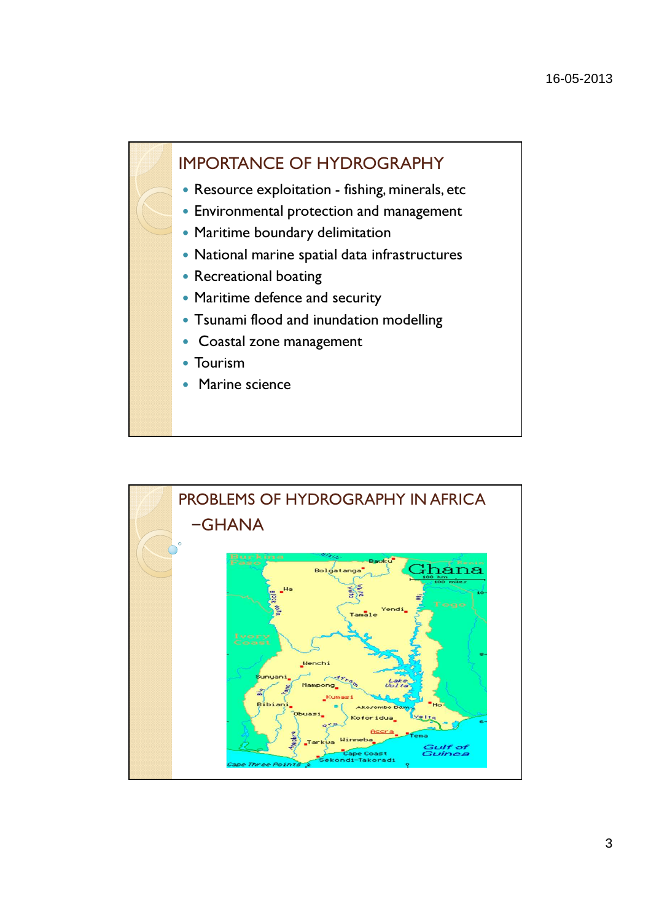## IMPORTANCE OF HYDROGRAPHY

- Resource exploitation - fishing, minerals, etc
- Environmental protection and management
- Maritime boundary delimitation
- National marine spatial data infrastructures
- Recreational boating
- Maritime defence and security
- Tsunami flood and inundation modelling
- Coastal zone management
- Tourism
- Marine science

## PROBLEMS OF HYDROGRAPHY IN AFRICA –GHANA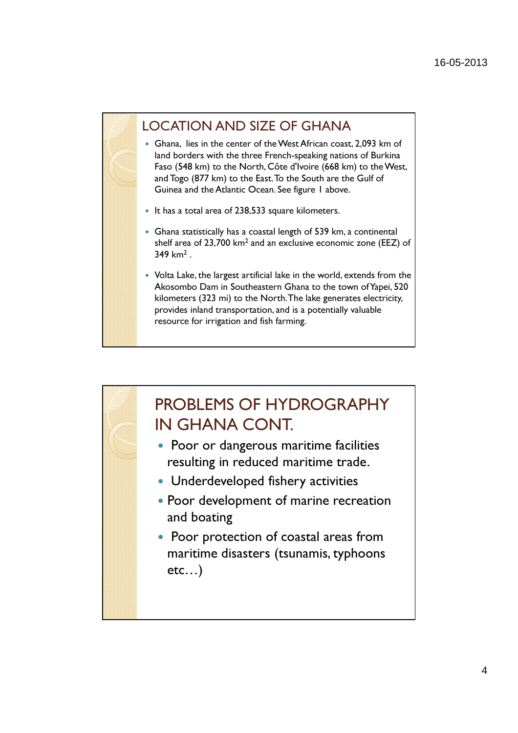## LOCATION AND SIZE OF GHANA

- Ghana, lies in the center of the West African coast, 2,093 km of land borders with the three French-speaking nations of Burkina Faso (548 km) to the North, Côte d'Ivoire (668 km) to the West, and Togo (877 km) to the East. To the South are the Gulf of Guinea and the Atlantic Ocean. See figure I above.
- It has a total area of 238,533 square kilometers.
- Ghana statistically has a coastal length of 539 km, a continental shelf area of 23,700 $km^2$ and an exclusive economic zone (EEZ) of 349 $km^2$ .
- Volta Lake, the largest artificial lake in the world, extends from the Akosombo Dam in Southeastern Ghana to the town of Yapei, 520 kilometers (323 mi) to the North. The lake generates electricity, provides inland transportation, and is a potentially valuable resource for irrigation and fish farming.

## PROBLEMS OF HYDROGRAPHY IN GHANA CONT.

- Poor or dangerous maritime facilities resulting in reduced maritime trade.
- Underdeveloped fishery activities
- Poor development of marine recreation and boating
- Poor protection of coastal areas from maritime disasters (tsunamis, typhoons etc…)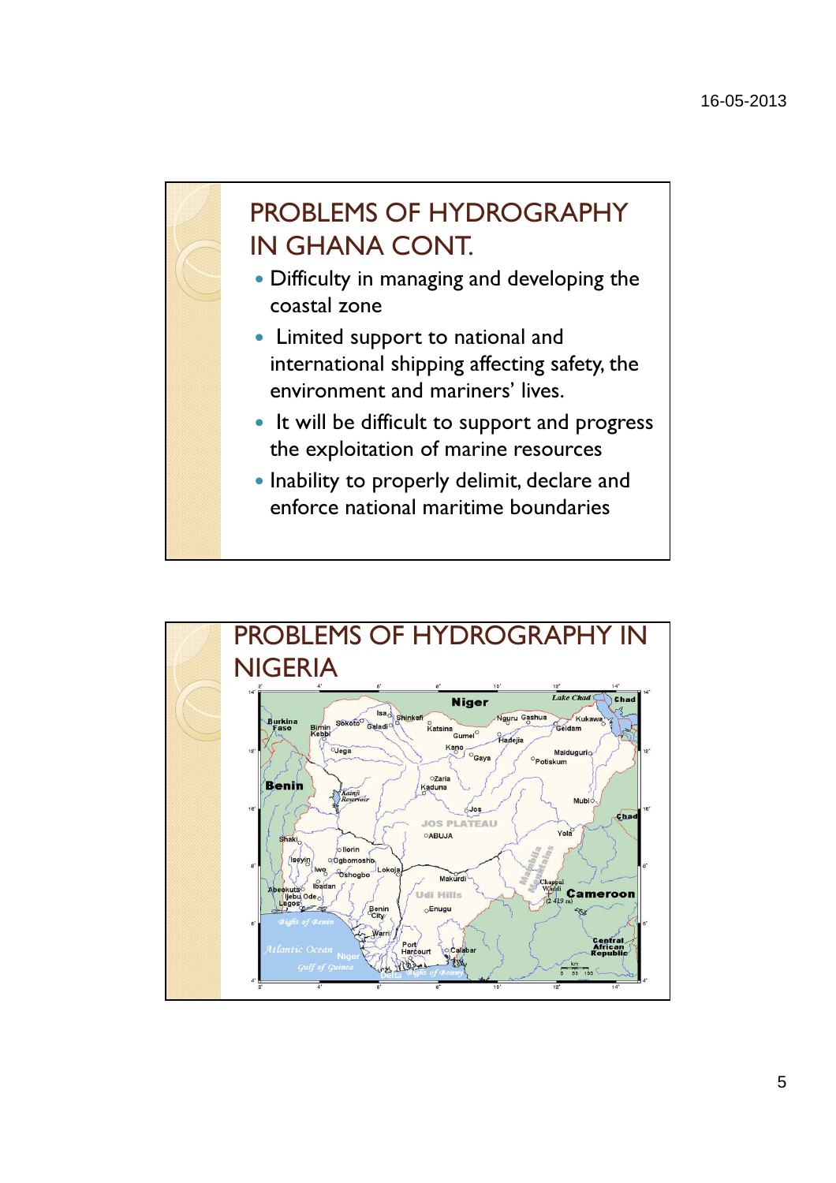# PROBLEMS OF HYDROGRAPHY IN GHANA CONT.

- Difficulty in managing and developing the coastal zone
- Limited support to national and international shipping affecting safety, the environment and mariners' lives.
- It will be difficult to support and progress the exploitation of marine resources
- Inability to properly delimit, declare and enforce national maritime boundaries

# PROBLEMS OF HYDROGRAPHY IN NIGERIA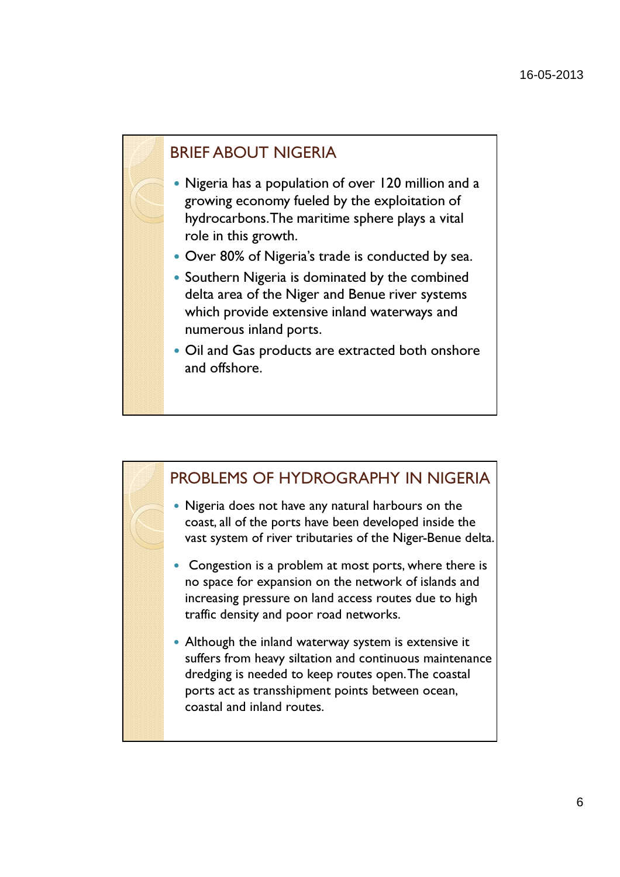## BRIEF ABOUT NIGERIA

- Nigeria has a population of over 120 million and a growing economy fueled by the exploitation of hydrocarbons. The maritime sphere plays a vital role in this growth.
- Over 80% of Nigeria's trade is conducted by sea.
- Southern Nigeria is dominated by the combined delta area of the Niger and Benue river systems which provide extensive inland waterways and numerous inland ports.
- Oil and Gas products are extracted both onshore and offshore.

## PROBLEMS OF HYDROGRAPHY IN NIGERIA

- Nigeria does not have any natural harbours on the coast, all of the ports have been developed inside the vast system of river tributaries of the Niger-Benue delta.
- Congestion is a problem at most ports, where there is no space for expansion on the network of islands and increasing pressure on land access routes due to high traffic density and poor road networks.
- Although the inland waterway system is extensive it suffers from heavy siltation and continuous maintenance dredging is needed to keep routes open. The coastal ports act as transshipment points between ocean, coastal and inland routes.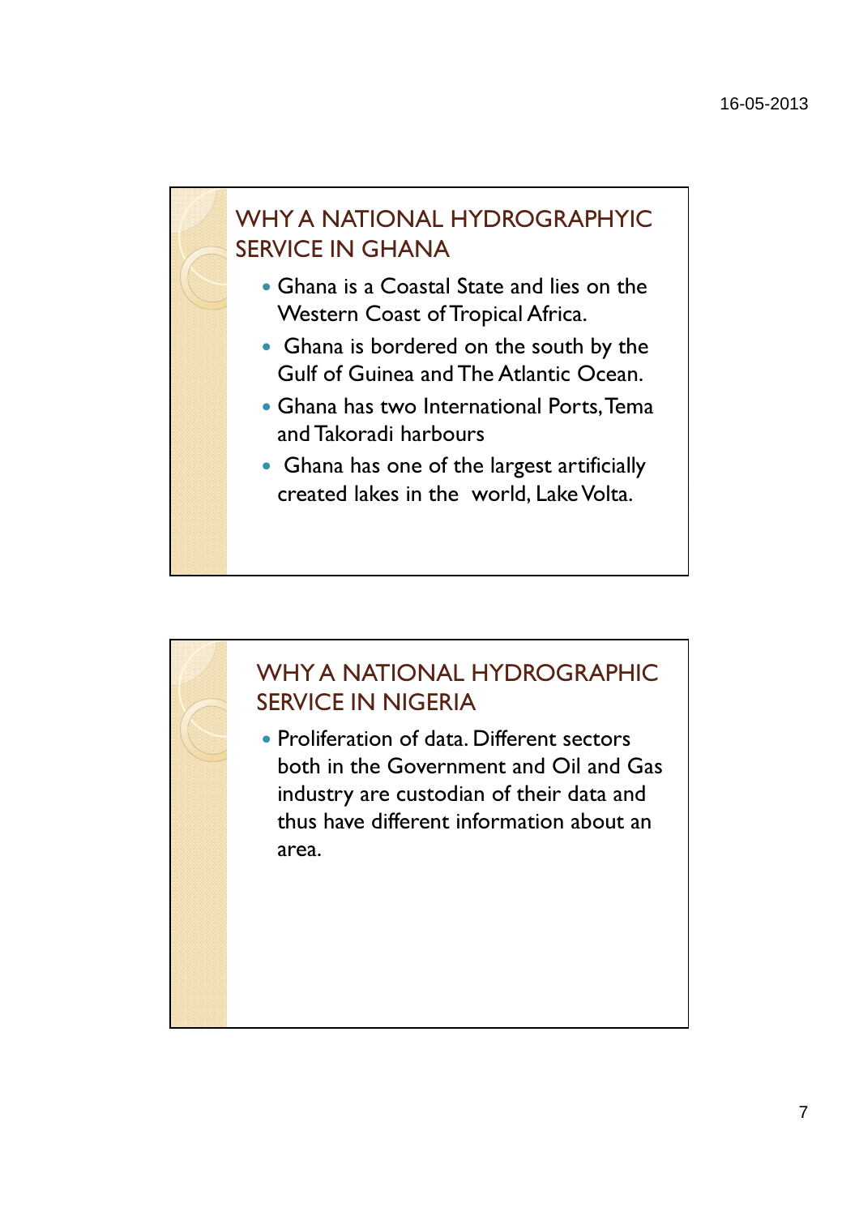## WHY A NATIONAL HYDROGRAPHYIC SERVICE IN GHANA

- Ghana is a Coastal State and lies on the Western Coast of Tropical Africa.
- Ghana is bordered on the south by the Gulf of Guinea and The Atlantic Ocean.
- Ghana has two International Ports, Tema and Takoradi harbours
- Ghana has one of the largest artificially created lakes in the world, Lake Volta.

## WHY A NATIONAL HYDROGRAPHIC SERVICE IN NIGERIA

- Proliferation of data. Different sectors both in the Government and Oil and Gas industry are custodian of their data and thus have different information about an area.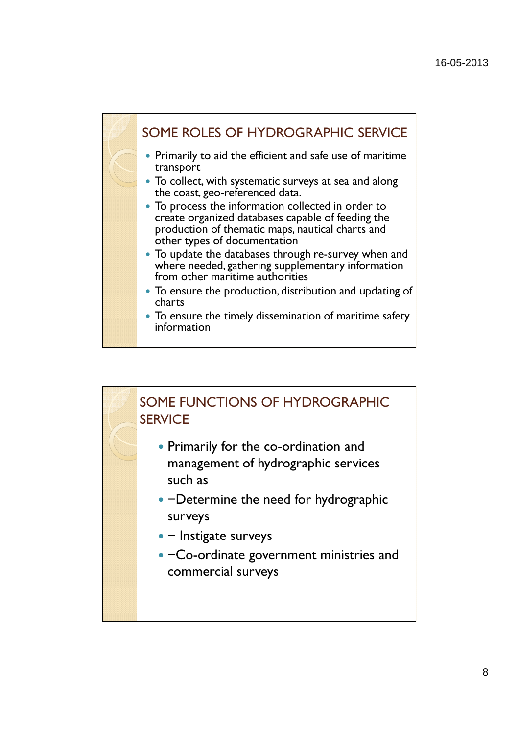## SOME ROLES OF HYDROGRAPHIC SERVICE

- Primarily to aid the efficient and safe use of maritime transport
- To collect, with systematic surveys at sea and along the coast, geo-referenced data.
- To process the information collected in order to create organized databases capable of feeding the production of thematic maps, nautical charts and other types of documentation
- To update the databases through re-survey when and where needed, gathering supplementary information from other maritime authorities
- To ensure the production, distribution and updating of charts
- To ensure the timely dissemination of maritime safety information

## SOME FUNCTIONS OF HYDROGRAPHIC SERVICE

- Primarily for the co-ordination and management of hydrographic services such as
- −Determine the need for hydrographic surveys
- − Instigate surveys
- −Co-ordinate government ministries and commercial surveys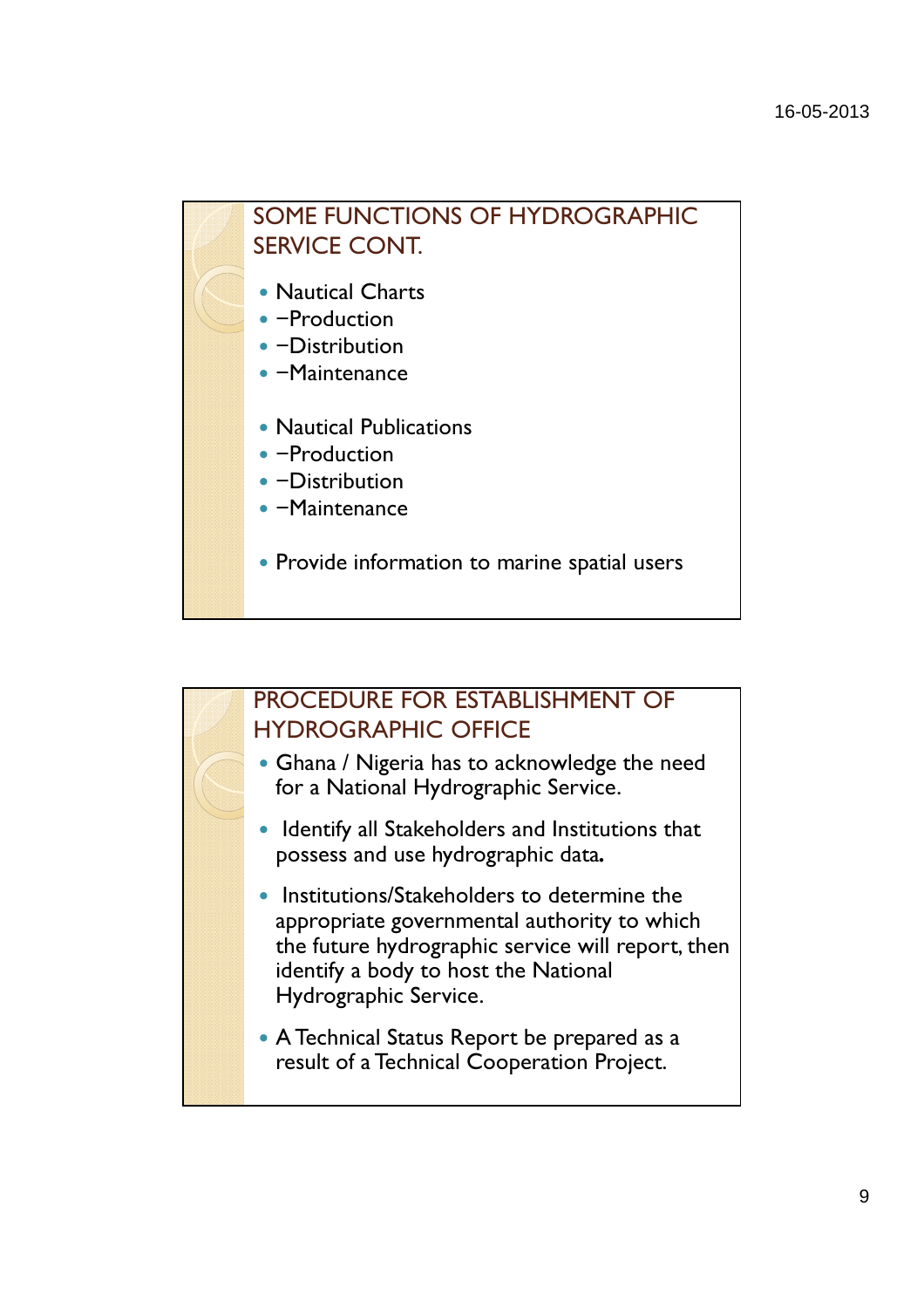## SOME FUNCTIONS OF HYDROGRAPHIC SERVICE CONT.

- Nautical Charts
- −Production
- −Distribution
- −Maintenance

- Nautical Publications
- −Production
- −Distribution
- −Maintenance

- Provide information to marine spatial users

## PROCEDURE FOR ESTABLISHMENT OF HYDROGRAPHIC OFFICE

- Ghana / Nigeria has to acknowledge the need for a National Hydrographic Service.
- Identify all Stakeholders and Institutions that possess and use hydrographic data.
- Institutions/Stakeholders to determine the appropriate governmental authority to which the future hydrographic service will report, then identify a body to host the National Hydrographic Service.
- A Technical Status Report be prepared as a result of a Technical Cooperation Project.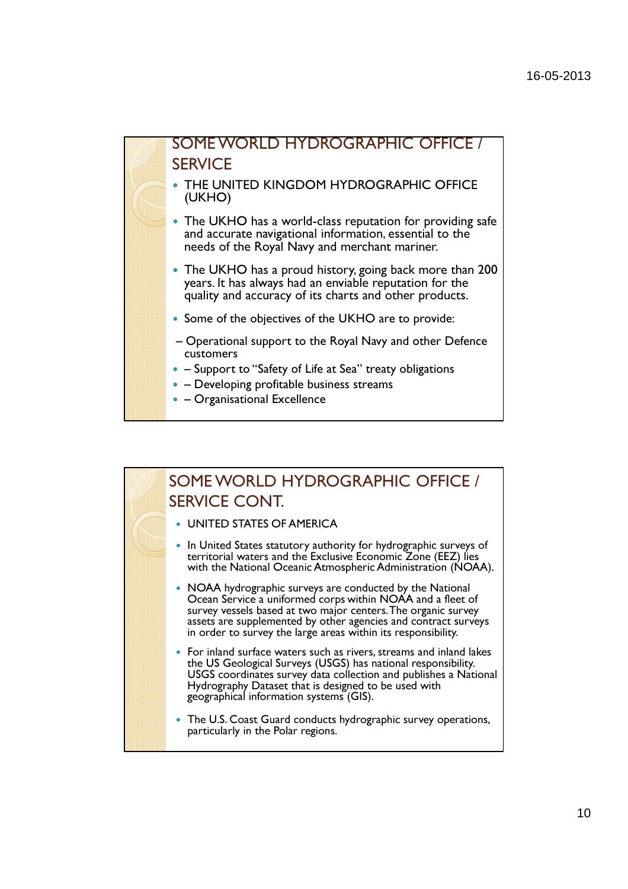## SOME WORLD HYDROGRAPHIC OFFICE / SERVICE

- THE UNITED KINGDOM HYDROGRAPHIC OFFICE (UKHO)
- The UKHO has a world-class reputation for providing safe and accurate navigational information, essential to the needs of the Royal Navy and merchant mariner.
- The UKHO has a proud history, going back more than 200 years. It has always had an enviable reputation for the quality and accuracy of its charts and other products.
- Some of the objectives of the UKHO are to provide:

– Operational support to the Royal Navy and other Defence customers

- – Support to "Safety of Life at Sea" treaty obligations
- – Developing profitable business streams
- – Organisational Excellence

## SOME WORLD HYDROGRAPHIC OFFICE / SERVICE CONT.

- UNITED STATES OF AMERICA
- In United States statutory authority for hydrographic surveys of territorial waters and the Exclusive Economic Zone (EEZ) lies with the National Oceanic Atmospheric Administration (NOAA).
- NOAA hydrographic surveys are conducted by the National Ocean Service a uniformed corps within NOAA and a fleet of survey vessels based at two major centers. The organic survey assets are supplemented by other agencies and contract surveys in order to survey the large areas within its responsibility.
- For inland surface waters such as rivers, streams and inland lakes the US Geological Surveys (USGS) has national responsibility. USGS coordinates survey data collection and publishes a National Hydrography Dataset that is designed to be used with geographical information systems (GIS).
- The U.S. Coast Guard conducts hydrographic survey operations, particularly in the Polar regions.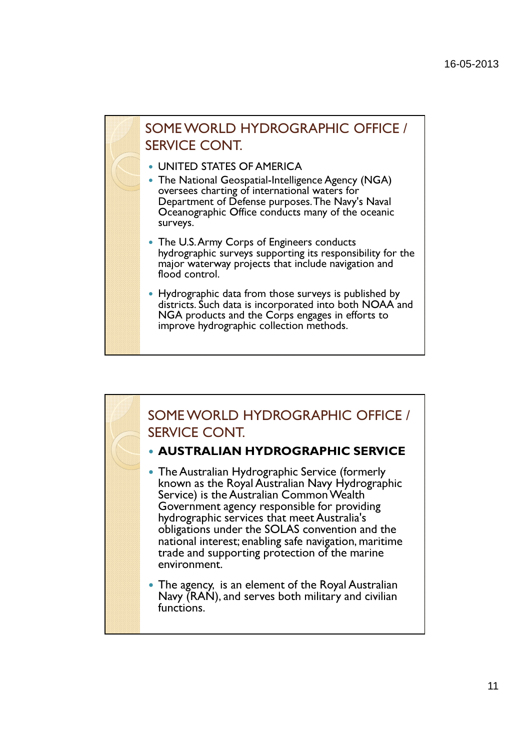## SOME WORLD HYDROGRAPHIC OFFICE / SERVICE CONT.

- UNITED STATES OF AMERICA
- The National Geospatial-Intelligence Agency (NGA) oversees charting of international waters for Department of Defense purposes. The Navy's Naval Oceanographic Office conducts many of the oceanic surveys.
- The U.S. Army Corps of Engineers conducts hydrographic surveys supporting its responsibility for the major waterway projects that include navigation and flood control.
- Hydrographic data from those surveys is published by districts. Such data is incorporated into both NOAA and NGA products and the Corps engages in efforts to improve hydrographic collection methods.

## SOME WORLD HYDROGRAPHIC OFFICE / SERVICE CONT.

- **AUSTRALIAN HYDROGRAPHIC SERVICE**
- The Australian Hydrographic Service (formerly known as the Royal Australian Navy Hydrographic Service) is the Australian Common Wealth Government agency responsible for providing hydrographic services that meet Australia's obligations under the SOLAS convention and the national interest; enabling safe navigation, maritime trade and supporting protection of the marine environment.
- The agency, is an element of the Royal Australian Navy (RAN), and serves both military and civilian functions.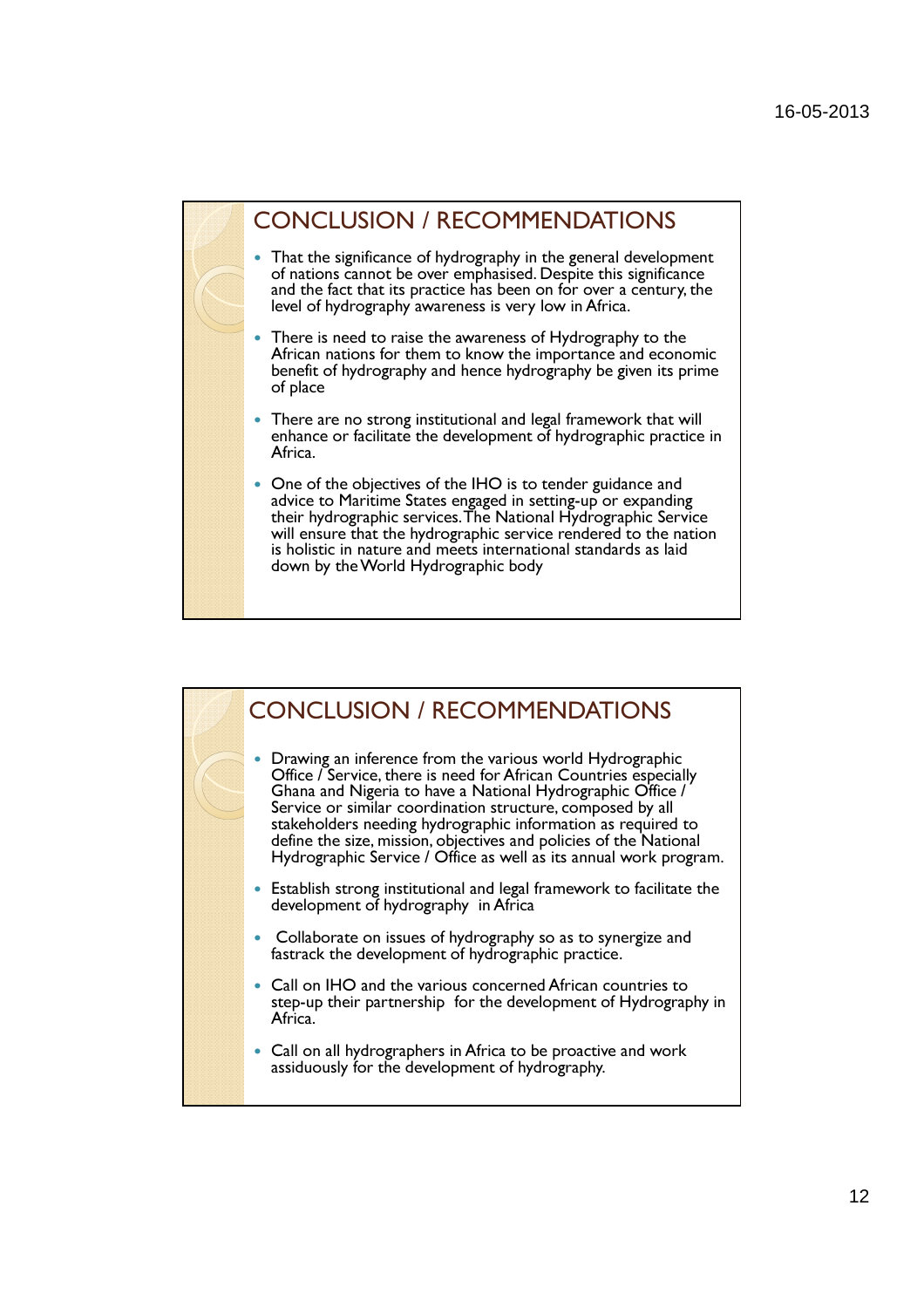## CONCLUSION / RECOMMENDATIONS

- That the significance of hydrography in the general development of nations cannot be over emphasised. Despite this significance and the fact that its practice has been on for over a century, the level of hydrography awareness is very low in Africa.
- There is need to raise the awareness of Hydrography to the African nations for them to know the importance and economic benefit of hydrography and hence hydrography be given its prime of place
- There are no strong institutional and legal framework that will enhance or facilitate the development of hydrographic practice in Africa.
- One of the objectives of the IHO is to tender guidance and advice to Maritime States engaged in setting-up or expanding their hydrographic services. The National Hydrographic Service will ensure that the hydrographic service rendered to the nation is holistic in nature and meets international standards as laid down by the World Hydrographic body

## CONCLUSION / RECOMMENDATIONS

- Drawing an inference from the various world Hydrographic Office / Service, there is need for African Countries especially Ghana and Nigeria to have a National Hydrographic Office / Service or similar coordination structure, composed by all stakeholders needing hydrographic information as required to define the size, mission, objectives and policies of the National Hydrographic Service / Office as well as its annual work program.
- Establish strong institutional and legal framework to facilitate the development of hydrography in Africa
- Collaborate on issues of hydrography so as to synergize and fastrack the development of hydrographic practice.
- Call on IHO and the various concerned African countries to step-up their partnership for the development of Hydrography in Africa.
- Call on all hydrographers in Africa to be proactive and work assiduously for the development of hydrography.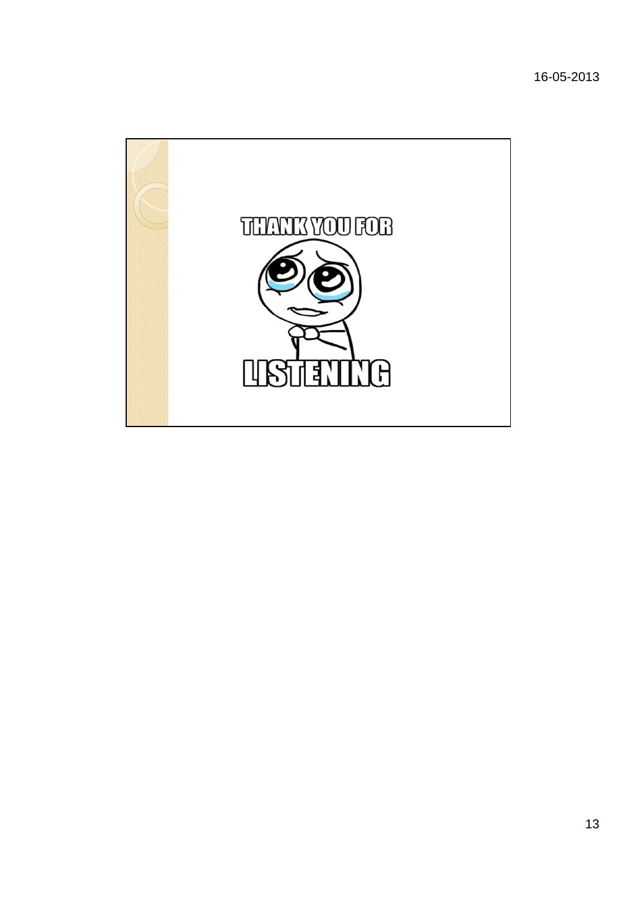THANK YOU FOR

LISTENING